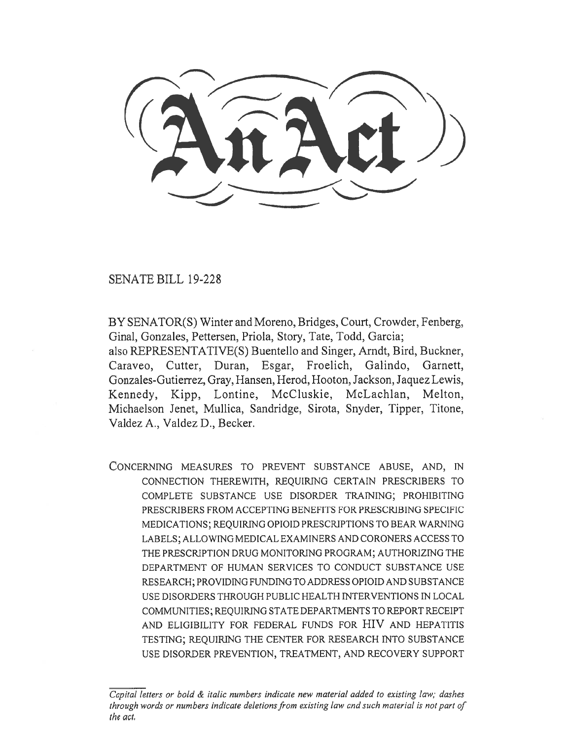# An Act

SENATE BILL 19-228

BY SENATOR(S) Winter and Moreno, Bridges, Court, Crowder, Fenberg, Ginal, Gonzales, Pettersen, Priola, Story, Tate, Todd, Garcia;
also REPRESENTATIVE(S) Buentello and Singer, Arndt, Bird, Buckner, Caraveo, Cutter, Duran, Esgar, Froelich, Galindo, Garnett, Gonzales-Gutierrez, Gray, Hansen, Herod, Hooton, Jackson, Jaquez Lewis, Kennedy, Kipp, Lontine, McCluskie, McLachlan, Melton, Michaelson Jenet, Mullica, Sandridge, Sirota, Snyder, Tipper, Titone, Valdez A., Valdez D., Becker.

CONCERNING MEASURES TO PREVENT SUBSTANCE ABUSE, AND, IN CONNECTION THEREWITH, REQUIRING CERTAIN PRESCRIBERS TO COMPLETE SUBSTANCE USE DISORDER TRAINING; PROHIBITING PRESCRIBERS FROM ACCEPTING BENEFITS FOR PRESCRIBING SPECIFIC MEDICATIONS; REQUIRING OPIOID PRESCRIPTIONS TO BEAR WARNING LABELS; ALLOWING MEDICAL EXAMINERS AND CORONERS ACCESS TO THE PRESCRIPTION DRUG MONITORING PROGRAM; AUTHORIZING THE DEPARTMENT OF HUMAN SERVICES TO CONDUCT SUBSTANCE USE RESEARCH; PROVIDING FUNDING TO ADDRESS OPIOID AND SUBSTANCE USE DISORDERS THROUGH PUBLIC HEALTH INTERVENTIONS IN LOCAL COMMUNITIES; REQUIRING STATE DEPARTMENTS TO REPORT RECEIPT AND ELIGIBILITY FOR FEDERAL FUNDS FOR HIV AND HEPATITIS TESTING; REQUIRING THE CENTER FOR RESEARCH INTO SUBSTANCE USE DISORDER PREVENTION, TREATMENT, AND RECOVERY SUPPORT

*Capital letters or bold & italic numbers indicate new material added to existing law; dashes through words or numbers indicate deletions from existing law and such material is not part of the act.*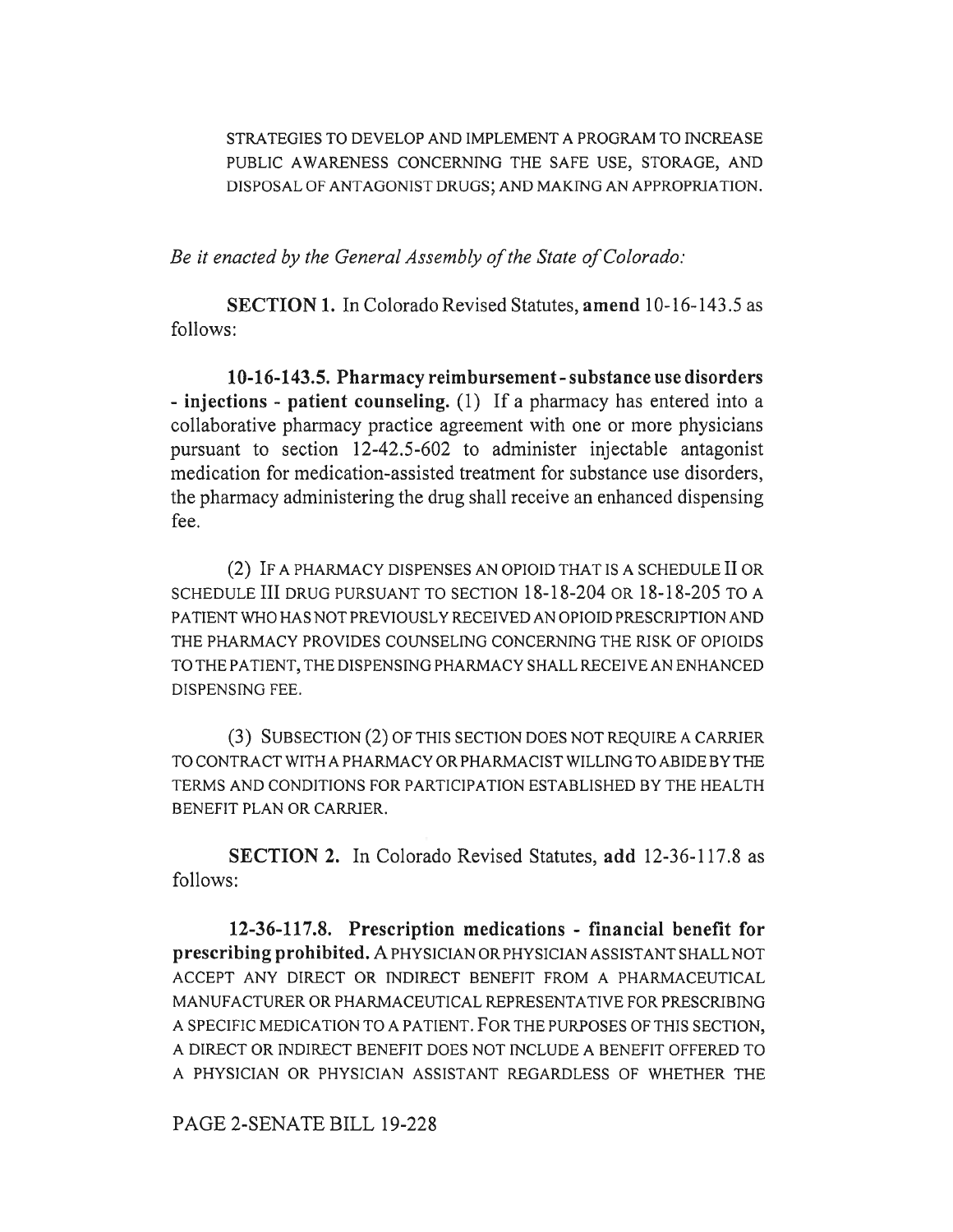STRATEGIES TO DEVELOP AND IMPLEMENT A PROGRAM TO INCREASE PUBLIC AWARENESS CONCERNING THE SAFE USE, STORAGE, AND DISPOSAL OF ANTAGONIST DRUGS; AND MAKING AN APPROPRIATION.

*Be it enacted by the General Assembly of the State of Colorado:*

**SECTION 1.** In Colorado Revised Statutes, **amend** 10-16-143.5 as follows:

**10-16-143.5. Pharmacy reimbursement - substance use disorders - injections - patient counseling.** (1) If a pharmacy has entered into a collaborative pharmacy practice agreement with one or more physicians pursuant to section 12-42.5-602 to administer injectable antagonist medication for medication-assisted treatment for substance use disorders, the pharmacy administering the drug shall receive an enhanced dispensing fee.

(2) IF A PHARMACY DISPENSES AN OPIOID THAT IS A SCHEDULE II OR SCHEDULE III DRUG PURSUANT TO SECTION 18-18-204 OR 18-18-205 TO A PATIENT WHO HAS NOT PREVIOUSLY RECEIVED AN OPIOID PRESCRIPTION AND THE PHARMACY PROVIDES COUNSELING CONCERNING THE RISK OF OPIOIDS TO THE PATIENT, THE DISPENSING PHARMACY SHALL RECEIVE AN ENHANCED DISPENSING FEE.

(3) SUBSECTION (2) OF THIS SECTION DOES NOT REQUIRE A CARRIER TO CONTRACT WITH A PHARMACY OR PHARMACIST WILLING TO ABIDE BY THE TERMS AND CONDITIONS FOR PARTICIPATION ESTABLISHED BY THE HEALTH BENEFIT PLAN OR CARRIER.

**SECTION 2.** In Colorado Revised Statutes, **add** 12-36-117.8 as follows:

**12-36-117.8. Prescription medications - financial benefit for prescribing prohibited.** A PHYSICIAN OR PHYSICIAN ASSISTANT SHALL NOT ACCEPT ANY DIRECT OR INDIRECT BENEFIT FROM A PHARMACEUTICAL MANUFACTURER OR PHARMACEUTICAL REPRESENTATIVE FOR PRESCRIBING A SPECIFIC MEDICATION TO A PATIENT. FOR THE PURPOSES OF THIS SECTION, A DIRECT OR INDIRECT BENEFIT DOES NOT INCLUDE A BENEFIT OFFERED TO A PHYSICIAN OR PHYSICIAN ASSISTANT REGARDLESS OF WHETHER THE

PAGE 2-SENATE BILL 19-228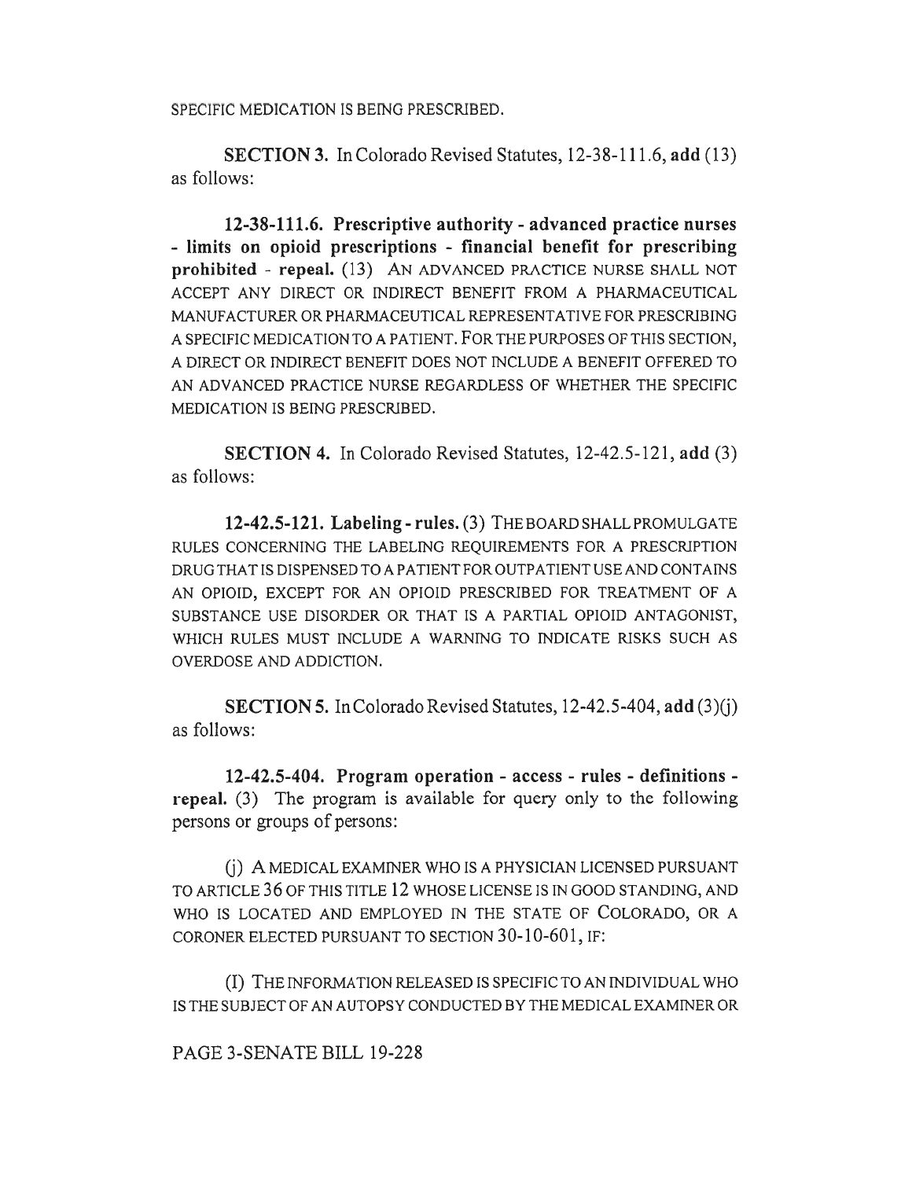SPECIFIC MEDICATION IS BEING PRESCRIBED.

**SECTION 3.** In Colorado Revised Statutes, 12-38-111.6, **add** (13) as follows:

**12-38-111.6. Prescriptive authority - advanced practice nurses - limits on opioid prescriptions - financial benefit for prescribing prohibited - repeal.** (13) AN ADVANCED PRACTICE NURSE SHALL NOT ACCEPT ANY DIRECT OR INDIRECT BENEFIT FROM A PHARMACEUTICAL MANUFACTURER OR PHARMACEUTICAL REPRESENTATIVE FOR PRESCRIBING A SPECIFIC MEDICATION TO A PATIENT. FOR THE PURPOSES OF THIS SECTION, A DIRECT OR INDIRECT BENEFIT DOES NOT INCLUDE A BENEFIT OFFERED TO AN ADVANCED PRACTICE NURSE REGARDLESS OF WHETHER THE SPECIFIC MEDICATION IS BEING PRESCRIBED.

**SECTION 4.** In Colorado Revised Statutes, 12-42.5-121, **add** (3) as follows:

**12-42.5-121. Labeling - rules.** (3) THE BOARD SHALL PROMULGATE RULES CONCERNING THE LABELING REQUIREMENTS FOR A PRESCRIPTION DRUG THAT IS DISPENSED TO A PATIENT FOR OUTPATIENT USE AND CONTAINS AN OPIOID, EXCEPT FOR AN OPIOID PRESCRIBED FOR TREATMENT OF A SUBSTANCE USE DISORDER OR THAT IS A PARTIAL OPIOID ANTAGONIST, WHICH RULES MUST INCLUDE A WARNING TO INDICATE RISKS SUCH AS OVERDOSE AND ADDICTION.

**SECTION 5.** In Colorado Revised Statutes, 12-42.5-404, **add** (3)(j) as follows:

**12-42.5-404. Program operation - access - rules - definitions - repeal.** (3) The program is available for query only to the following persons or groups of persons:

(j) A MEDICAL EXAMINER WHO IS A PHYSICIAN LICENSED PURSUANT TO ARTICLE 36 OF THIS TITLE 12 WHOSE LICENSE IS IN GOOD STANDING, AND WHO IS LOCATED AND EMPLOYED IN THE STATE OF COLORADO, OR A CORONER ELECTED PURSUANT TO SECTION 30-10-601, IF:

(I) THE INFORMATION RELEASED IS SPECIFIC TO AN INDIVIDUAL WHO IS THE SUBJECT OF AN AUTOPSY CONDUCTED BY THE MEDICAL EXAMINER OR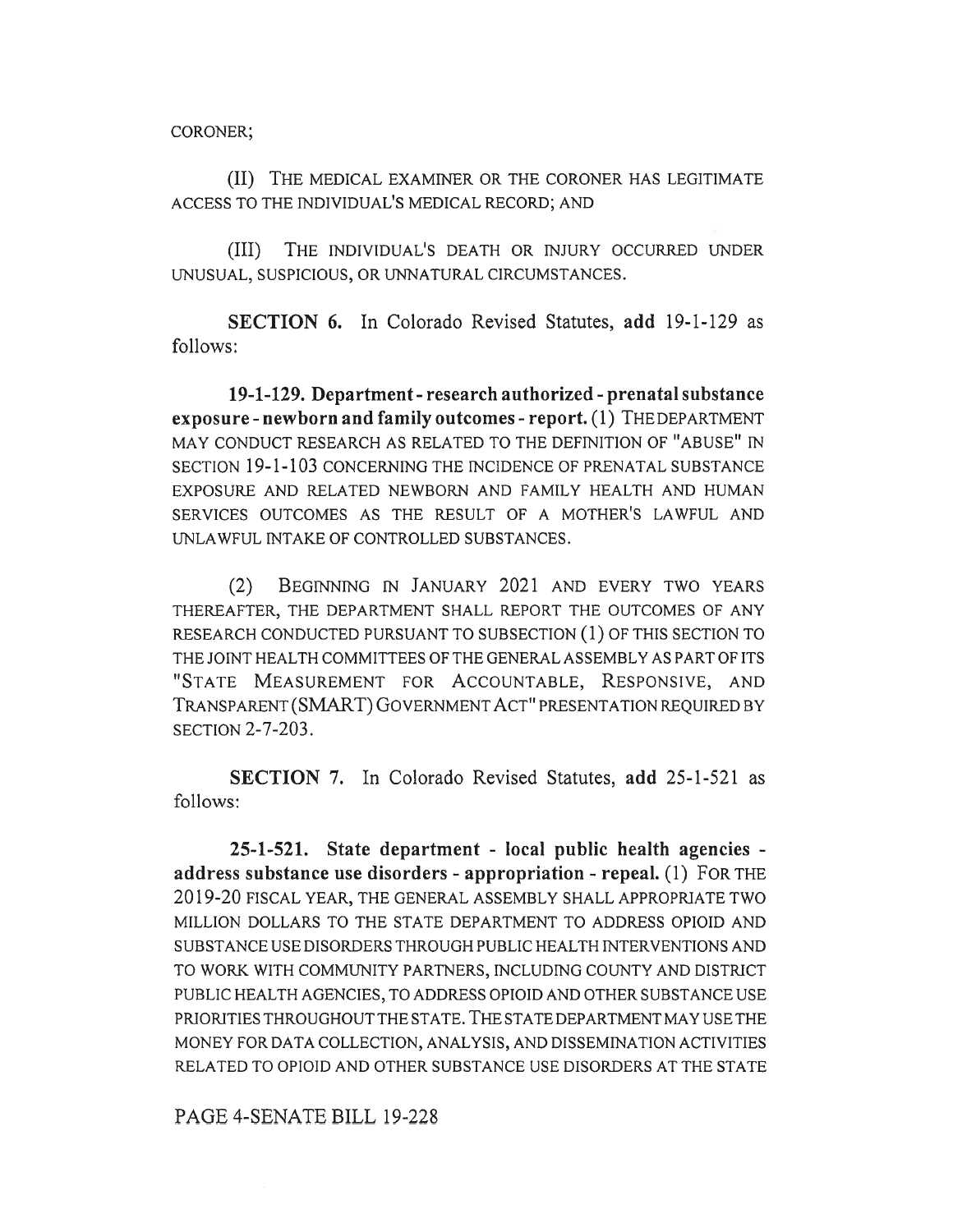CORONER;

(II) THE MEDICAL EXAMINER OR THE CORONER HAS LEGITIMATE ACCESS TO THE INDIVIDUAL'S MEDICAL RECORD; AND

(III) THE INDIVIDUAL'S DEATH OR INJURY OCCURRED UNDER UNUSUAL, SUSPICIOUS, OR UNNATURAL CIRCUMSTANCES.

**SECTION 6.** In Colorado Revised Statutes, **add** 19-1-129 as follows:

**19-1-129. Department - research authorized - prenatal substance exposure - newborn and family outcomes - report.** (1) THE DEPARTMENT MAY CONDUCT RESEARCH AS RELATED TO THE DEFINITION OF "ABUSE" IN SECTION 19-1-103 CONCERNING THE INCIDENCE OF PRENATAL SUBSTANCE EXPOSURE AND RELATED NEWBORN AND FAMILY HEALTH AND HUMAN SERVICES OUTCOMES AS THE RESULT OF A MOTHER'S LAWFUL AND UNLAWFUL INTAKE OF CONTROLLED SUBSTANCES.

(2) BEGINNING IN JANUARY 2021 AND EVERY TWO YEARS THEREAFTER, THE DEPARTMENT SHALL REPORT THE OUTCOMES OF ANY RESEARCH CONDUCTED PURSUANT TO SUBSECTION (1) OF THIS SECTION TO THE JOINT HEALTH COMMITTEES OF THE GENERAL ASSEMBLY AS PART OF ITS "STATE MEASUREMENT FOR ACCOUNTABLE, RESPONSIVE, AND TRANSPARENT (SMART) GOVERNMENT ACT" PRESENTATION REQUIRED BY SECTION 2-7-203.

**SECTION 7.** In Colorado Revised Statutes, **add** 25-1-521 as follows:

**25-1-521. State department - local public health agencies - address substance use disorders - appropriation - repeal.** (1) FOR THE 2019-20 FISCAL YEAR, THE GENERAL ASSEMBLY SHALL APPROPRIATE TWO MILLION DOLLARS TO THE STATE DEPARTMENT TO ADDRESS OPIOID AND SUBSTANCE USE DISORDERS THROUGH PUBLIC HEALTH INTERVENTIONS AND TO WORK WITH COMMUNITY PARTNERS, INCLUDING COUNTY AND DISTRICT PUBLIC HEALTH AGENCIES, TO ADDRESS OPIOID AND OTHER SUBSTANCE USE PRIORITIES THROUGHOUT THE STATE. THE STATE DEPARTMENT MAY USE THE MONEY FOR DATA COLLECTION, ANALYSIS, AND DISSEMINATION ACTIVITIES RELATED TO OPIOID AND OTHER SUBSTANCE USE DISORDERS AT THE STATE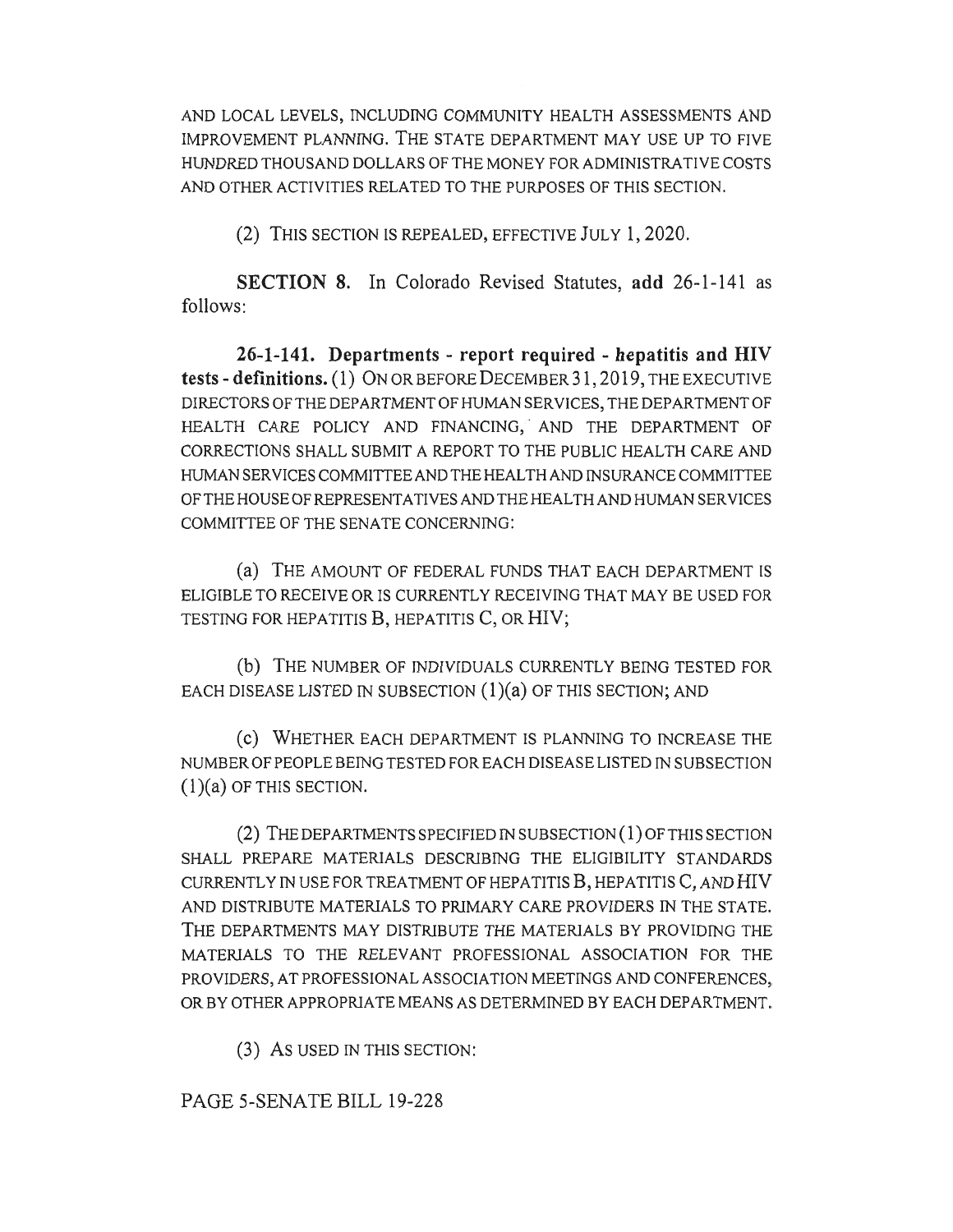AND LOCAL LEVELS, INCLUDING COMMUNITY HEALTH ASSESSMENTS AND IMPROVEMENT PLANNING. THE STATE DEPARTMENT MAY USE UP TO FIVE HUNDRED THOUSAND DOLLARS OF THE MONEY FOR ADMINISTRATIVE COSTS AND OTHER ACTIVITIES RELATED TO THE PURPOSES OF THIS SECTION.

(2) THIS SECTION IS REPEALED, EFFECTIVE JULY 1, 2020.

**SECTION 8.** In Colorado Revised Statutes, **add** 26-1-141 as follows:

**26-1-141. Departments - report required - hepatitis and HIV tests - definitions.** (1) ON OR BEFORE DECEMBER 31, 2019, THE EXECUTIVE DIRECTORS OF THE DEPARTMENT OF HUMAN SERVICES, THE DEPARTMENT OF HEALTH CARE POLICY AND FINANCING, AND THE DEPARTMENT OF CORRECTIONS SHALL SUBMIT A REPORT TO THE PUBLIC HEALTH CARE AND HUMAN SERVICES COMMITTEE AND THE HEALTH AND INSURANCE COMMITTEE OF THE HOUSE OF REPRESENTATIVES AND THE HEALTH AND HUMAN SERVICES COMMITTEE OF THE SENATE CONCERNING:

(a) THE AMOUNT OF FEDERAL FUNDS THAT EACH DEPARTMENT IS ELIGIBLE TO RECEIVE OR IS CURRENTLY RECEIVING THAT MAY BE USED FOR TESTING FOR HEPATITIS B, HEPATITIS C, OR HIV;

(b) THE NUMBER OF INDIVIDUALS CURRENTLY BEING TESTED FOR EACH DISEASE LISTED IN SUBSECTION (1)(a) OF THIS SECTION; AND

(c) WHETHER EACH DEPARTMENT IS PLANNING TO INCREASE THE NUMBER OF PEOPLE BEING TESTED FOR EACH DISEASE LISTED IN SUBSECTION (1)(a) OF THIS SECTION.

(2) THE DEPARTMENTS SPECIFIED IN SUBSECTION (1) OF THIS SECTION SHALL PREPARE MATERIALS DESCRIBING THE ELIGIBILITY STANDARDS CURRENTLY IN USE FOR TREATMENT OF HEPATITIS B, HEPATITIS C, AND HIV AND DISTRIBUTE MATERIALS TO PRIMARY CARE PROVIDERS IN THE STATE. THE DEPARTMENTS MAY DISTRIBUTE THE MATERIALS BY PROVIDING THE MATERIALS TO THE RELEVANT PROFESSIONAL ASSOCIATION FOR THE PROVIDERS, AT PROFESSIONAL ASSOCIATION MEETINGS AND CONFERENCES, OR BY OTHER APPROPRIATE MEANS AS DETERMINED BY EACH DEPARTMENT.

(3) AS USED IN THIS SECTION:

PAGE 5-SENATE BILL 19-228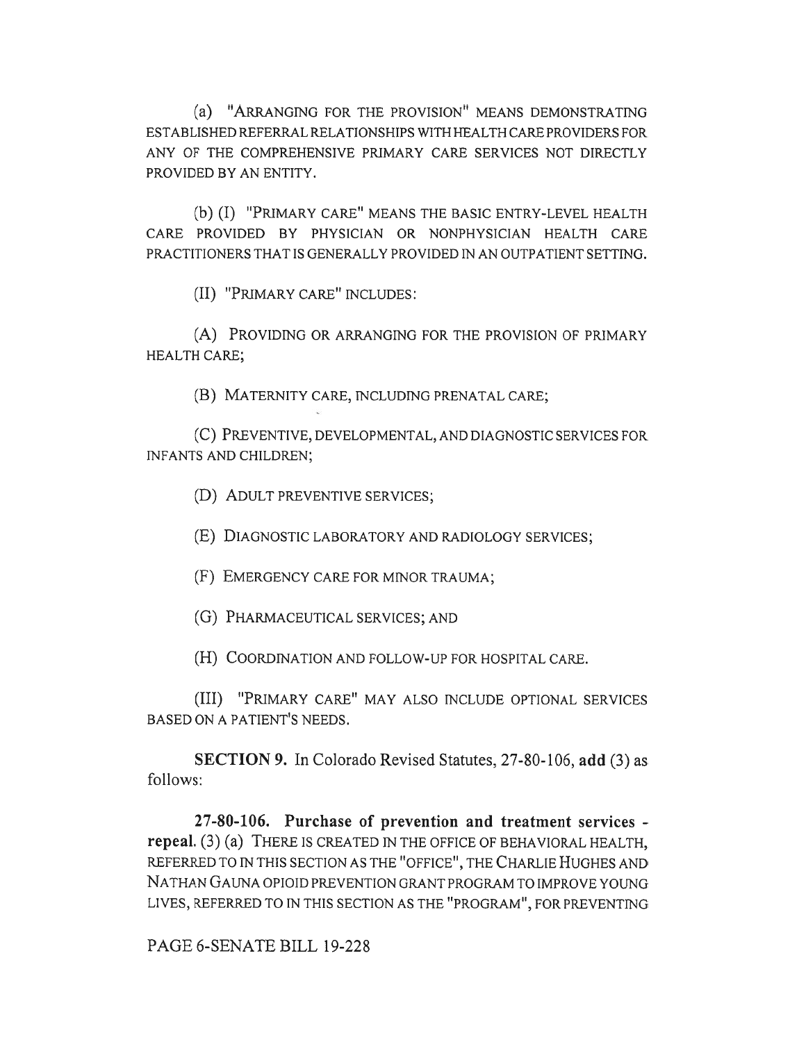(a) "ARRANGING FOR THE PROVISION" MEANS DEMONSTRATING ESTABLISHED REFERRAL RELATIONSHIPS WITH HEALTH CARE PROVIDERS FOR ANY OF THE COMPREHENSIVE PRIMARY CARE SERVICES NOT DIRECTLY PROVIDED BY AN ENTITY.

(b) (I) "PRIMARY CARE" MEANS THE BASIC ENTRY-LEVEL HEALTH CARE PROVIDED BY PHYSICIAN OR NONPHYSICIAN HEALTH CARE PRACTITIONERS THAT IS GENERALLY PROVIDED IN AN OUTPATIENT SETTING.

(II) "PRIMARY CARE" INCLUDES:

(A) PROVIDING OR ARRANGING FOR THE PROVISION OF PRIMARY HEALTH CARE;

(B) MATERNITY CARE, INCLUDING PRENATAL CARE;

(C) PREVENTIVE, DEVELOPMENTAL, AND DIAGNOSTIC SERVICES FOR INFANTS AND CHILDREN;

(D) ADULT PREVENTIVE SERVICES;

(E) DIAGNOSTIC LABORATORY AND RADIOLOGY SERVICES;

(F) EMERGENCY CARE FOR MINOR TRAUMA;

(G) PHARMACEUTICAL SERVICES; AND

(H) COORDINATION AND FOLLOW-UP FOR HOSPITAL CARE.

(III) "PRIMARY CARE" MAY ALSO INCLUDE OPTIONAL SERVICES BASED ON A PATIENT'S NEEDS.

**SECTION 9.** In Colorado Revised Statutes, 27-80-106, **add** (3) as follows:

**27-80-106. Purchase of prevention and treatment services - repeal.** (3) (a) THERE IS CREATED IN THE OFFICE OF BEHAVIORAL HEALTH, REFERRED TO IN THIS SECTION AS THE "OFFICE", THE CHARLIE HUGHES AND NATHAN GAUNA OPIOID PREVENTION GRANT PROGRAM TO IMPROVE YOUNG LIVES, REFERRED TO IN THIS SECTION AS THE "PROGRAM", FOR PREVENTING

PAGE 6-SENATE BILL 19-228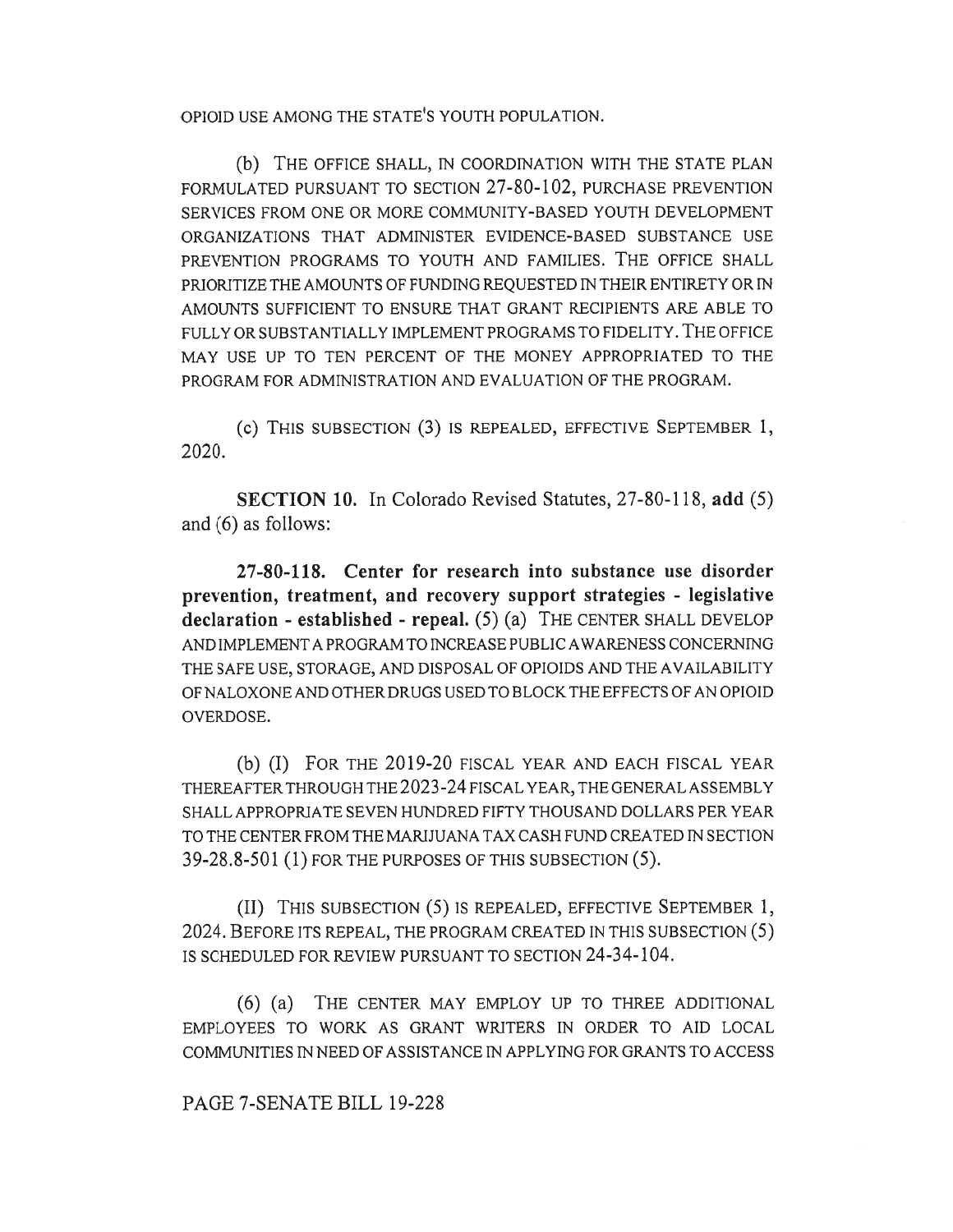OPIOID USE AMONG THE STATE'S YOUTH POPULATION.

(b) THE OFFICE SHALL, IN COORDINATION WITH THE STATE PLAN FORMULATED PURSUANT TO SECTION 27-80-102, PURCHASE PREVENTION SERVICES FROM ONE OR MORE COMMUNITY-BASED YOUTH DEVELOPMENT ORGANIZATIONS THAT ADMINISTER EVIDENCE-BASED SUBSTANCE USE PREVENTION PROGRAMS TO YOUTH AND FAMILIES. THE OFFICE SHALL PRIORITIZE THE AMOUNTS OF FUNDING REQUESTED IN THEIR ENTIRETY OR IN AMOUNTS SUFFICIENT TO ENSURE THAT GRANT RECIPIENTS ARE ABLE TO FULLY OR SUBSTANTIALLY IMPLEMENT PROGRAMS TO FIDELITY. THE OFFICE MAY USE UP TO TEN PERCENT OF THE MONEY APPROPRIATED TO THE PROGRAM FOR ADMINISTRATION AND EVALUATION OF THE PROGRAM.

(c) THIS SUBSECTION (3) IS REPEALED, EFFECTIVE SEPTEMBER 1, 2020.

**SECTION 10.** In Colorado Revised Statutes, 27-80-118, **add** (5) and (6) as follows:

**27-80-118. Center for research into substance use disorder prevention, treatment, and recovery support strategies - legislative declaration - established - repeal.** (5) (a) THE CENTER SHALL DEVELOP AND IMPLEMENT A PROGRAM TO INCREASE PUBLIC AWARENESS CONCERNING THE SAFE USE, STORAGE, AND DISPOSAL OF OPIOIDS AND THE AVAILABILITY OF NALOXONE AND OTHER DRUGS USED TO BLOCK THE EFFECTS OF AN OPIOID OVERDOSE.

(b) (I) FOR THE 2019-20 FISCAL YEAR AND EACH FISCAL YEAR THEREAFTER THROUGH THE 2023-24 FISCAL YEAR, THE GENERAL ASSEMBLY SHALL APPROPRIATE SEVEN HUNDRED FIFTY THOUSAND DOLLARS PER YEAR TO THE CENTER FROM THE MARIJUANA TAX CASH FUND CREATED IN SECTION 39-28.8-501 (1) FOR THE PURPOSES OF THIS SUBSECTION (5).

(II) THIS SUBSECTION (5) IS REPEALED, EFFECTIVE SEPTEMBER 1, 2024. BEFORE ITS REPEAL, THE PROGRAM CREATED IN THIS SUBSECTION (5) IS SCHEDULED FOR REVIEW PURSUANT TO SECTION 24-34-104.

(6) (a) THE CENTER MAY EMPLOY UP TO THREE ADDITIONAL EMPLOYEES TO WORK AS GRANT WRITERS IN ORDER TO AID LOCAL COMMUNITIES IN NEED OF ASSISTANCE IN APPLYING FOR GRANTS TO ACCESS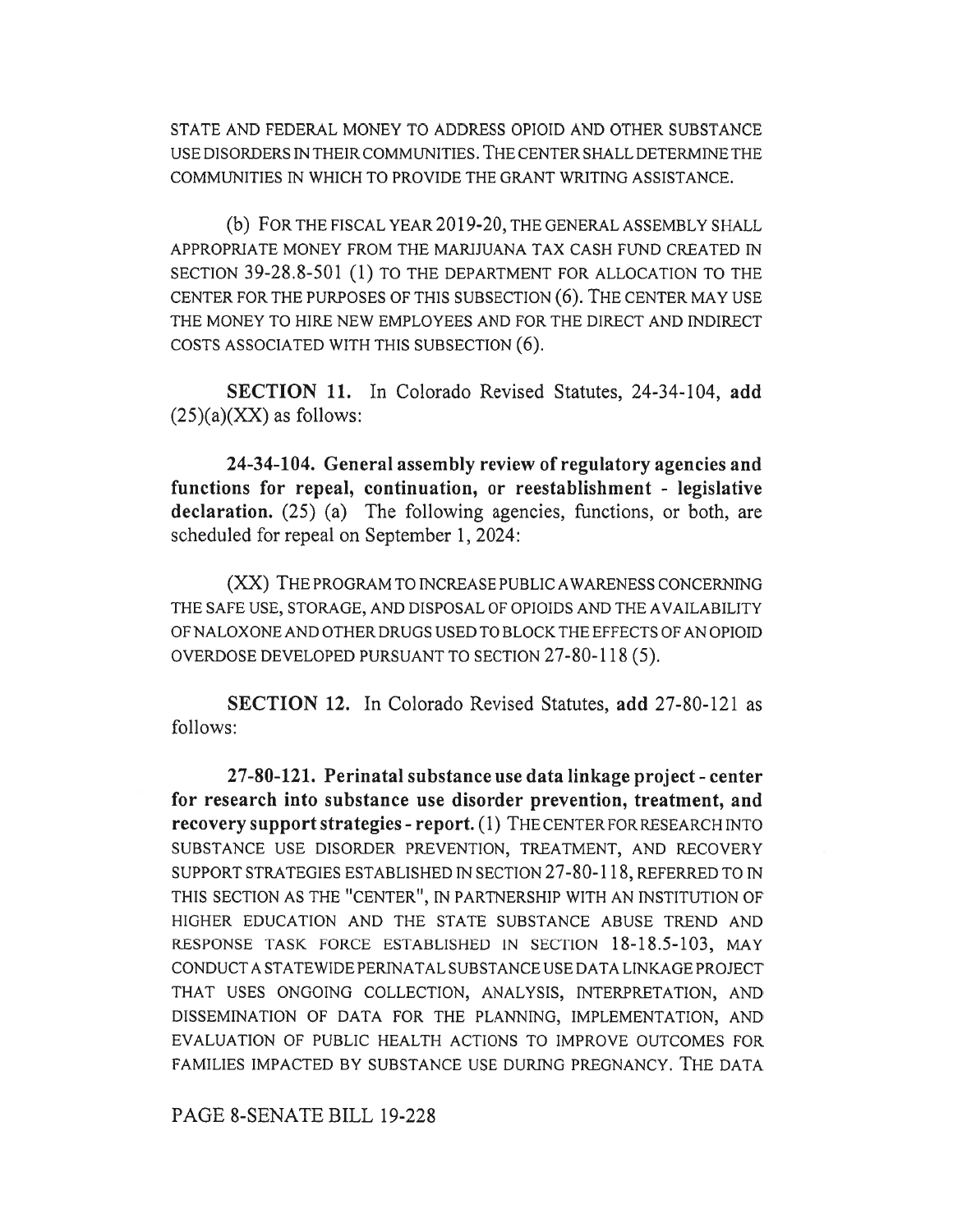STATE AND FEDERAL MONEY TO ADDRESS OPIOID AND OTHER SUBSTANCE USE DISORDERS IN THEIR COMMUNITIES. THE CENTER SHALL DETERMINE THE COMMUNITIES IN WHICH TO PROVIDE THE GRANT WRITING ASSISTANCE.

(b) FOR THE FISCAL YEAR 2019-20, THE GENERAL ASSEMBLY SHALL APPROPRIATE MONEY FROM THE MARIJUANA TAX CASH FUND CREATED IN SECTION 39-28.8-501 (1) TO THE DEPARTMENT FOR ALLOCATION TO THE CENTER FOR THE PURPOSES OF THIS SUBSECTION (6). THE CENTER MAY USE THE MONEY TO HIRE NEW EMPLOYEES AND FOR THE DIRECT AND INDIRECT COSTS ASSOCIATED WITH THIS SUBSECTION (6).

**SECTION 11.** In Colorado Revised Statutes, 24-34-104, **add** (25)(a)(XX) as follows:

**24-34-104. General assembly review of regulatory agencies and functions for repeal, continuation, or reestablishment - legislative declaration.** (25) (a) The following agencies, functions, or both, are scheduled for repeal on September 1, 2024:

(XX) THE PROGRAM TO INCREASE PUBLIC AWARENESS CONCERNING THE SAFE USE, STORAGE, AND DISPOSAL OF OPIOIDS AND THE AVAILABILITY OF NALOXONE AND OTHER DRUGS USED TO BLOCK THE EFFECTS OF AN OPIOID OVERDOSE DEVELOPED PURSUANT TO SECTION 27-80-118 (5).

**SECTION 12.** In Colorado Revised Statutes, **add** 27-80-121 as follows:

**27-80-121. Perinatal substance use data linkage project - center for research into substance use disorder prevention, treatment, and recovery support strategies - report.** (1) THE CENTER FOR RESEARCH INTO SUBSTANCE USE DISORDER PREVENTION, TREATMENT, AND RECOVERY SUPPORT STRATEGIES ESTABLISHED IN SECTION 27-80-118, REFERRED TO IN THIS SECTION AS THE "CENTER", IN PARTNERSHIP WITH AN INSTITUTION OF HIGHER EDUCATION AND THE STATE SUBSTANCE ABUSE TREND AND RESPONSE TASK FORCE ESTABLISHED IN SECTION 18-18.5-103, MAY CONDUCT A STATEWIDE PERINATAL SUBSTANCE USE DATA LINKAGE PROJECT THAT USES ONGOING COLLECTION, ANALYSIS, INTERPRETATION, AND DISSEMINATION OF DATA FOR THE PLANNING, IMPLEMENTATION, AND EVALUATION OF PUBLIC HEALTH ACTIONS TO IMPROVE OUTCOMES FOR FAMILIES IMPACTED BY SUBSTANCE USE DURING PREGNANCY. THE DATA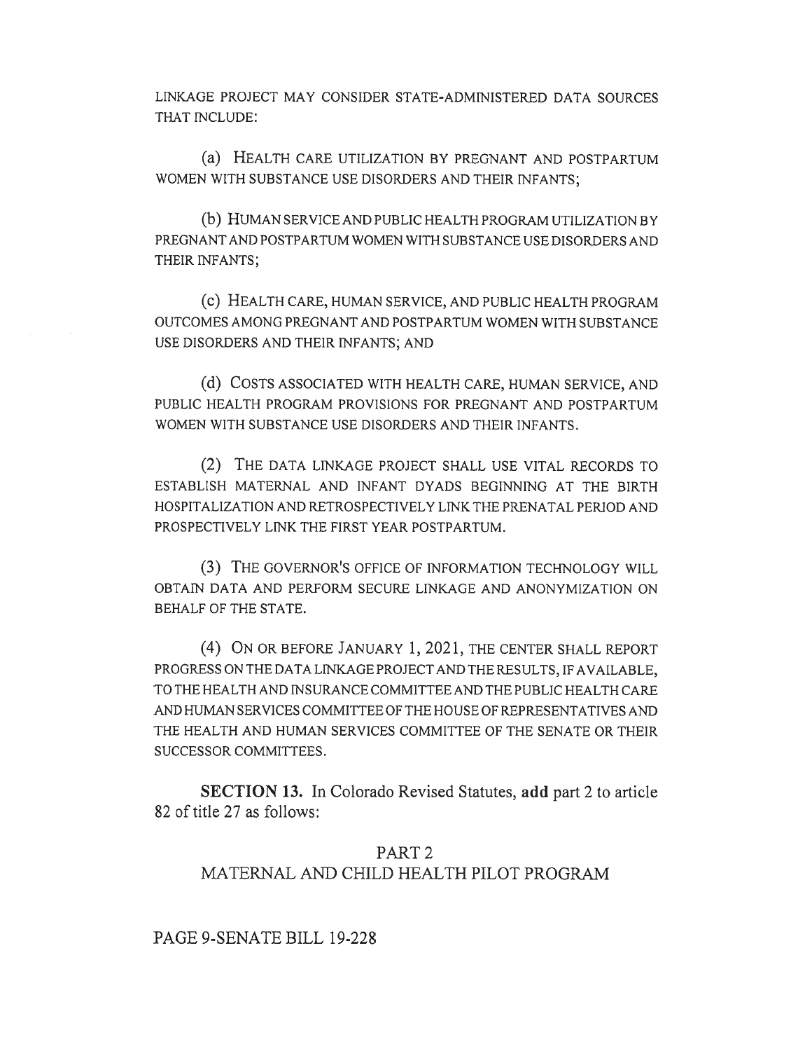LINKAGE PROJECT MAY CONSIDER STATE-ADMINISTERED DATA SOURCES THAT INCLUDE:

(a) HEALTH CARE UTILIZATION BY PREGNANT AND POSTPARTUM WOMEN WITH SUBSTANCE USE DISORDERS AND THEIR INFANTS;

(b) HUMAN SERVICE AND PUBLIC HEALTH PROGRAM UTILIZATION BY PREGNANT AND POSTPARTUM WOMEN WITH SUBSTANCE USE DISORDERS AND THEIR INFANTS;

(c) HEALTH CARE, HUMAN SERVICE, AND PUBLIC HEALTH PROGRAM OUTCOMES AMONG PREGNANT AND POSTPARTUM WOMEN WITH SUBSTANCE USE DISORDERS AND THEIR INFANTS; AND

(d) COSTS ASSOCIATED WITH HEALTH CARE, HUMAN SERVICE, AND PUBLIC HEALTH PROGRAM PROVISIONS FOR PREGNANT AND POSTPARTUM WOMEN WITH SUBSTANCE USE DISORDERS AND THEIR INFANTS.

(2) THE DATA LINKAGE PROJECT SHALL USE VITAL RECORDS TO ESTABLISH MATERNAL AND INFANT DYADS BEGINNING AT THE BIRTH HOSPITALIZATION AND RETROSPECTIVELY LINK THE PRENATAL PERIOD AND PROSPECTIVELY LINK THE FIRST YEAR POSTPARTUM.

(3) THE GOVERNOR'S OFFICE OF INFORMATION TECHNOLOGY WILL OBTAIN DATA AND PERFORM SECURE LINKAGE AND ANONYMIZATION ON BEHALF OF THE STATE.

(4) ON OR BEFORE JANUARY 1, 2021, THE CENTER SHALL REPORT PROGRESS ON THE DATA LINKAGE PROJECT AND THE RESULTS, IF AVAILABLE, TO THE HEALTH AND INSURANCE COMMITTEE AND THE PUBLIC HEALTH CARE AND HUMAN SERVICES COMMITTEE OF THE HOUSE OF REPRESENTATIVES AND THE HEALTH AND HUMAN SERVICES COMMITTEE OF THE SENATE OR THEIR SUCCESSOR COMMITTEES.

**SECTION 13.** In Colorado Revised Statutes, **add** part 2 to article 82 of title 27 as follows:

PART 2
MATERNAL AND CHILD HEALTH PILOT PROGRAM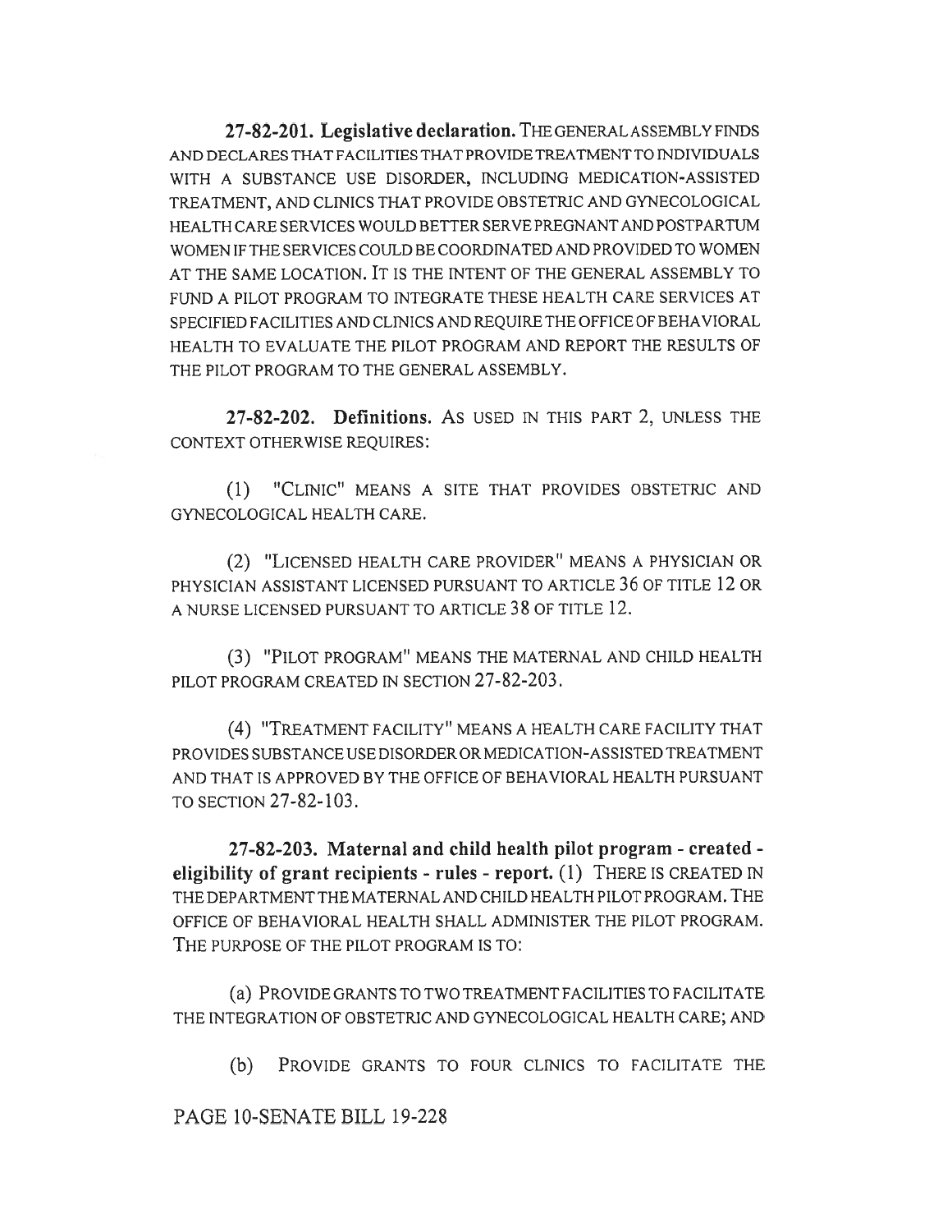**27-82-201. Legislative declaration.** THE GENERAL ASSEMBLY FINDS AND DECLARES THAT FACILITIES THAT PROVIDE TREATMENT TO INDIVIDUALS WITH A SUBSTANCE USE DISORDER, INCLUDING MEDICATION-ASSISTED TREATMENT, AND CLINICS THAT PROVIDE OBSTETRIC AND GYNECOLOGICAL HEALTH CARE SERVICES WOULD BETTER SERVE PREGNANT AND POSTPARTUM WOMEN IF THE SERVICES COULD BE COORDINATED AND PROVIDED TO WOMEN AT THE SAME LOCATION. IT IS THE INTENT OF THE GENERAL ASSEMBLY TO FUND A PILOT PROGRAM TO INTEGRATE THESE HEALTH CARE SERVICES AT SPECIFIED FACILITIES AND CLINICS AND REQUIRE THE OFFICE OF BEHAVIORAL HEALTH TO EVALUATE THE PILOT PROGRAM AND REPORT THE RESULTS OF THE PILOT PROGRAM TO THE GENERAL ASSEMBLY.

**27-82-202. Definitions.** AS USED IN THIS PART 2, UNLESS THE CONTEXT OTHERWISE REQUIRES:

(1) "CLINIC" MEANS A SITE THAT PROVIDES OBSTETRIC AND GYNECOLOGICAL HEALTH CARE.

(2) "LICENSED HEALTH CARE PROVIDER" MEANS A PHYSICIAN OR PHYSICIAN ASSISTANT LICENSED PURSUANT TO ARTICLE 36 OF TITLE 12 OR A NURSE LICENSED PURSUANT TO ARTICLE 38 OF TITLE 12.

(3) "PILOT PROGRAM" MEANS THE MATERNAL AND CHILD HEALTH PILOT PROGRAM CREATED IN SECTION 27-82-203.

(4) "TREATMENT FACILITY" MEANS A HEALTH CARE FACILITY THAT PROVIDES SUBSTANCE USE DISORDER OR MEDICATION-ASSISTED TREATMENT AND THAT IS APPROVED BY THE OFFICE OF BEHAVIORAL HEALTH PURSUANT TO SECTION 27-82-103.

**27-82-203. Maternal and child health pilot program - created - eligibility of grant recipients - rules - report.** (1) THERE IS CREATED IN THE DEPARTMENT THE MATERNAL AND CHILD HEALTH PILOT PROGRAM. THE OFFICE OF BEHAVIORAL HEALTH SHALL ADMINISTER THE PILOT PROGRAM. THE PURPOSE OF THE PILOT PROGRAM IS TO:

(a) PROVIDE GRANTS TO TWO TREATMENT FACILITIES TO FACILITATE THE INTEGRATION OF OBSTETRIC AND GYNECOLOGICAL HEALTH CARE; AND

(b) PROVIDE GRANTS TO FOUR CLINICS TO FACILITATE THE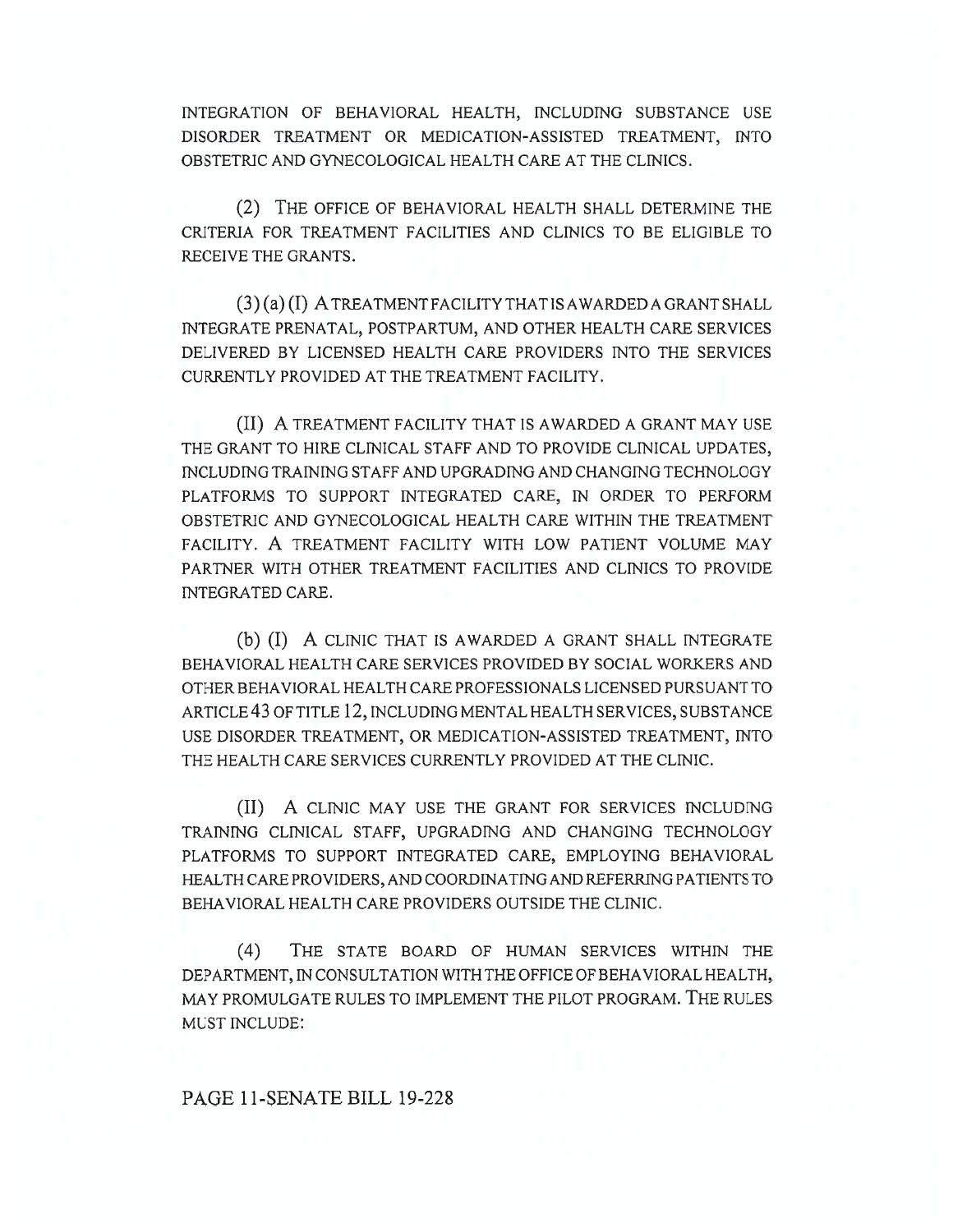INTEGRATION OF BEHAVIORAL HEALTH, INCLUDING SUBSTANCE USE DISORDER TREATMENT OR MEDICATION-ASSISTED TREATMENT, INTO OBSTETRIC AND GYNECOLOGICAL HEALTH CARE AT THE CLINICS.

(2) THE OFFICE OF BEHAVIORAL HEALTH SHALL DETERMINE THE CRITERIA FOR TREATMENT FACILITIES AND CLINICS TO BE ELIGIBLE TO RECEIVE THE GRANTS.

(3) (a) (I) A TREATMENT FACILITY THAT IS AWARDED A GRANT SHALL INTEGRATE PRENATAL, POSTPARTUM, AND OTHER HEALTH CARE SERVICES DELIVERED BY LICENSED HEALTH CARE PROVIDERS INTO THE SERVICES CURRENTLY PROVIDED AT THE TREATMENT FACILITY.

(II) A TREATMENT FACILITY THAT IS AWARDED A GRANT MAY USE THE GRANT TO HIRE CLINICAL STAFF AND TO PROVIDE CLINICAL UPDATES, INCLUDING TRAINING STAFF AND UPGRADING AND CHANGING TECHNOLOGY PLATFORMS TO SUPPORT INTEGRATED CARE, IN ORDER TO PERFORM OBSTETRIC AND GYNECOLOGICAL HEALTH CARE WITHIN THE TREATMENT FACILITY. A TREATMENT FACILITY WITH LOW PATIENT VOLUME MAY PARTNER WITH OTHER TREATMENT FACILITIES AND CLINICS TO PROVIDE INTEGRATED CARE.

(b) (I) A CLINIC THAT IS AWARDED A GRANT SHALL INTEGRATE BEHAVIORAL HEALTH CARE SERVICES PROVIDED BY SOCIAL WORKERS AND OTHER BEHAVIORAL HEALTH CARE PROFESSIONALS LICENSED PURSUANT TO ARTICLE 43 OF TITLE 12, INCLUDING MENTAL HEALTH SERVICES, SUBSTANCE USE DISORDER TREATMENT, OR MEDICATION-ASSISTED TREATMENT, INTO THE HEALTH CARE SERVICES CURRENTLY PROVIDED AT THE CLINIC.

(II) A CLINIC MAY USE THE GRANT FOR SERVICES INCLUDING TRAINING CLINICAL STAFF, UPGRADING AND CHANGING TECHNOLOGY PLATFORMS TO SUPPORT INTEGRATED CARE, EMPLOYING BEHAVIORAL HEALTH CARE PROVIDERS, AND COORDINATING AND REFERRING PATIENTS TO BEHAVIORAL HEALTH CARE PROVIDERS OUTSIDE THE CLINIC.

(4) THE STATE BOARD OF HUMAN SERVICES WITHIN THE DEPARTMENT, IN CONSULTATION WITH THE OFFICE OF BEHAVIORAL HEALTH, MAY PROMULGATE RULES TO IMPLEMENT THE PILOT PROGRAM. THE RULES MUST INCLUDE: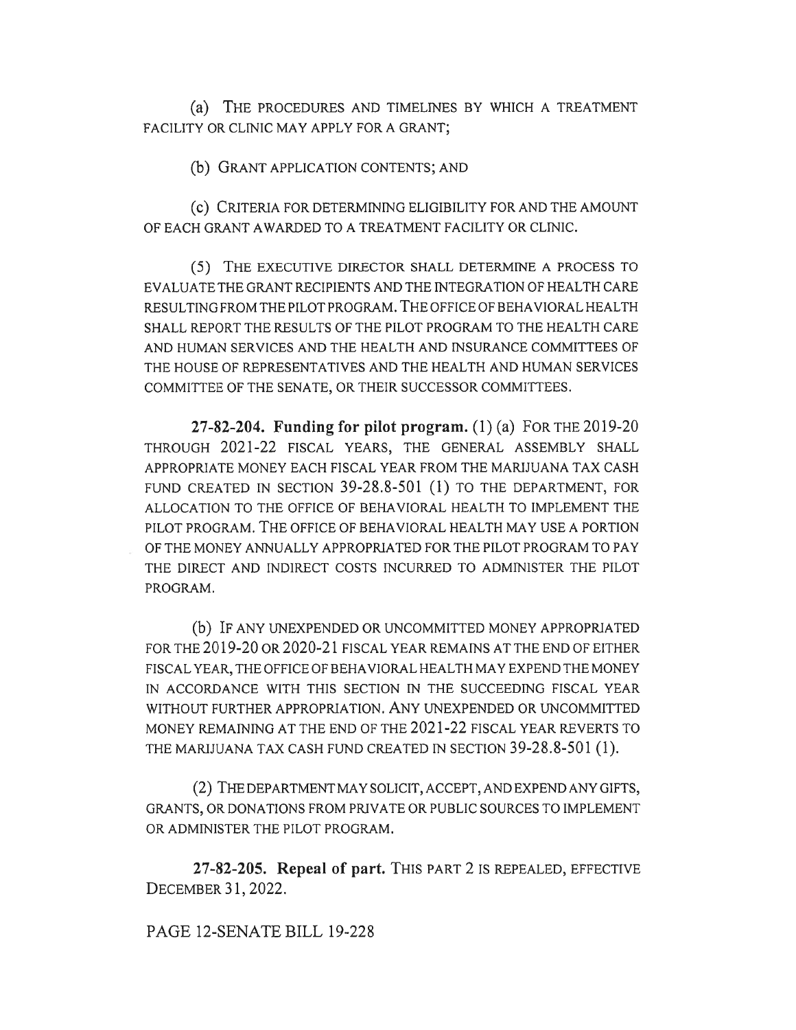(a) THE PROCEDURES AND TIMELINES BY WHICH A TREATMENT FACILITY OR CLINIC MAY APPLY FOR A GRANT;

(b) GRANT APPLICATION CONTENTS; AND

(c) CRITERIA FOR DETERMINING ELIGIBILITY FOR AND THE AMOUNT OF EACH GRANT AWARDED TO A TREATMENT FACILITY OR CLINIC.

(5) THE EXECUTIVE DIRECTOR SHALL DETERMINE A PROCESS TO EVALUATE THE GRANT RECIPIENTS AND THE INTEGRATION OF HEALTH CARE RESULTING FROM THE PILOT PROGRAM. THE OFFICE OF BEHAVIORAL HEALTH SHALL REPORT THE RESULTS OF THE PILOT PROGRAM TO THE HEALTH CARE AND HUMAN SERVICES AND THE HEALTH AND INSURANCE COMMITTEES OF THE HOUSE OF REPRESENTATIVES AND THE HEALTH AND HUMAN SERVICES COMMITTEE OF THE SENATE, OR THEIR SUCCESSOR COMMITTEES.

**27-82-204. Funding for pilot program.** (1) (a) FOR THE 2019-20 THROUGH 2021-22 FISCAL YEARS, THE GENERAL ASSEMBLY SHALL APPROPRIATE MONEY EACH FISCAL YEAR FROM THE MARIJUANA TAX CASH FUND CREATED IN SECTION 39-28.8-501 (1) TO THE DEPARTMENT, FOR ALLOCATION TO THE OFFICE OF BEHAVIORAL HEALTH TO IMPLEMENT THE PILOT PROGRAM. THE OFFICE OF BEHAVIORAL HEALTH MAY USE A PORTION OF THE MONEY ANNUALLY APPROPRIATED FOR THE PILOT PROGRAM TO PAY THE DIRECT AND INDIRECT COSTS INCURRED TO ADMINISTER THE PILOT PROGRAM.

(b) IF ANY UNEXPENDED OR UNCOMMITTED MONEY APPROPRIATED FOR THE 2019-20 OR 2020-21 FISCAL YEAR REMAINS AT THE END OF EITHER FISCAL YEAR, THE OFFICE OF BEHAVIORAL HEALTH MAY EXPEND THE MONEY IN ACCORDANCE WITH THIS SECTION IN THE SUCCEEDING FISCAL YEAR WITHOUT FURTHER APPROPRIATION. ANY UNEXPENDED OR UNCOMMITTED MONEY REMAINING AT THE END OF THE 2021-22 FISCAL YEAR REVERTS TO THE MARIJUANA TAX CASH FUND CREATED IN SECTION 39-28.8-501 (1).

(2) THE DEPARTMENT MAY SOLICIT, ACCEPT, AND EXPEND ANY GIFTS, GRANTS, OR DONATIONS FROM PRIVATE OR PUBLIC SOURCES TO IMPLEMENT OR ADMINISTER THE PILOT PROGRAM.

**27-82-205. Repeal of part.** THIS PART 2 IS REPEALED, EFFECTIVE DECEMBER 31, 2022.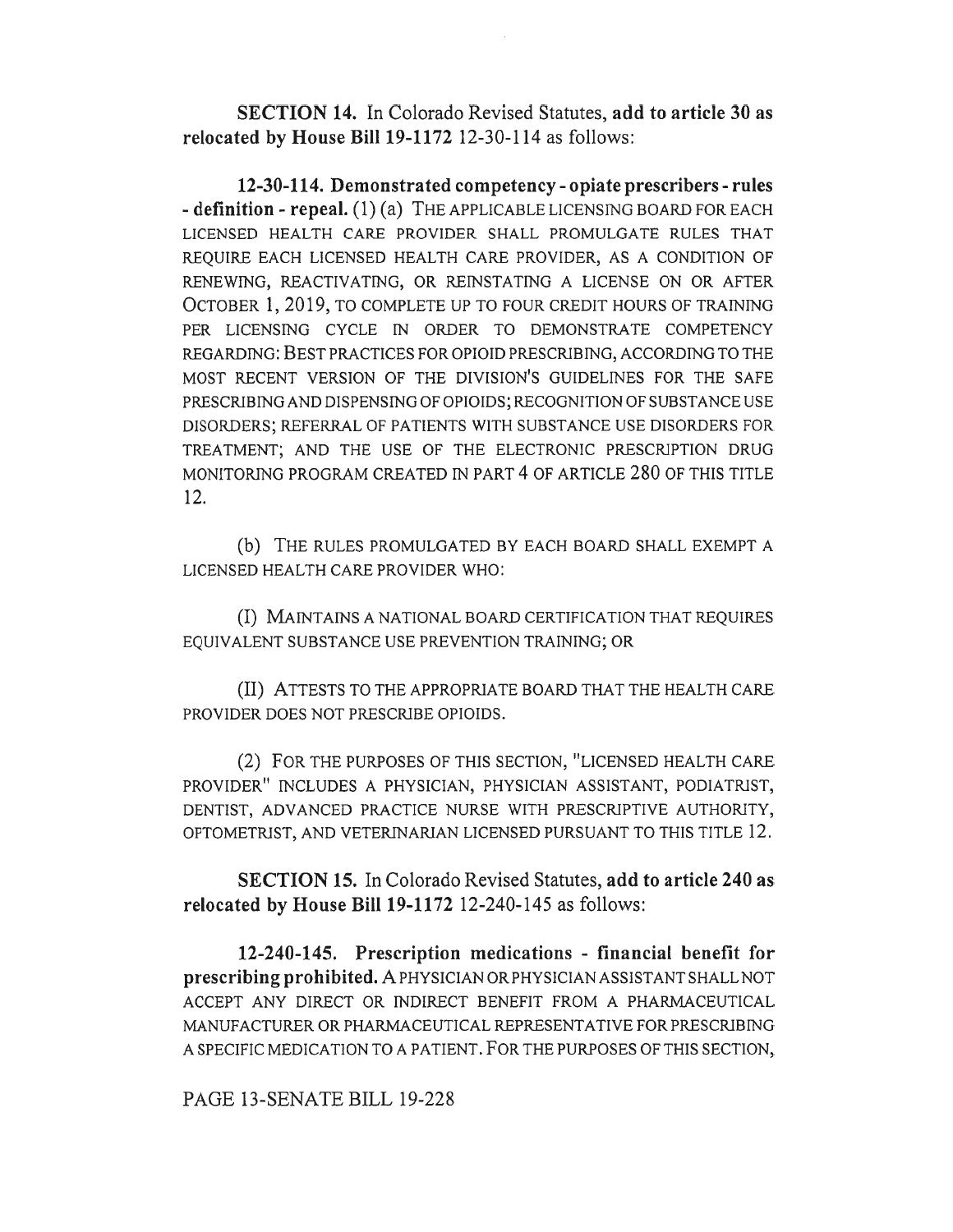**SECTION 14.** In Colorado Revised Statutes, **add to article 30 as relocated by House Bill 19-1172** 12-30-114 as follows:

**12-30-114. Demonstrated competency - opiate prescribers - rules - definition - repeal.** (1) (a) THE APPLICABLE LICENSING BOARD FOR EACH LICENSED HEALTH CARE PROVIDER SHALL PROMULGATE RULES THAT REQUIRE EACH LICENSED HEALTH CARE PROVIDER, AS A CONDITION OF RENEWING, REACTIVATING, OR REINSTATING A LICENSE ON OR AFTER OCTOBER 1, 2019, TO COMPLETE UP TO FOUR CREDIT HOURS OF TRAINING PER LICENSING CYCLE IN ORDER TO DEMONSTRATE COMPETENCY REGARDING: BEST PRACTICES FOR OPIOID PRESCRIBING, ACCORDING TO THE MOST RECENT VERSION OF THE DIVISION'S GUIDELINES FOR THE SAFE PRESCRIBING AND DISPENSING OF OPIOIDS; RECOGNITION OF SUBSTANCE USE DISORDERS; REFERRAL OF PATIENTS WITH SUBSTANCE USE DISORDERS FOR TREATMENT; AND THE USE OF THE ELECTRONIC PRESCRIPTION DRUG MONITORING PROGRAM CREATED IN PART 4 OF ARTICLE 280 OF THIS TITLE 12.

(b) THE RULES PROMULGATED BY EACH BOARD SHALL EXEMPT A LICENSED HEALTH CARE PROVIDER WHO:

(I) MAINTAINS A NATIONAL BOARD CERTIFICATION THAT REQUIRES EQUIVALENT SUBSTANCE USE PREVENTION TRAINING; OR

(II) ATTESTS TO THE APPROPRIATE BOARD THAT THE HEALTH CARE PROVIDER DOES NOT PRESCRIBE OPIOIDS.

(2) FOR THE PURPOSES OF THIS SECTION, "LICENSED HEALTH CARE PROVIDER" INCLUDES A PHYSICIAN, PHYSICIAN ASSISTANT, PODIATRIST, DENTIST, ADVANCED PRACTICE NURSE WITH PRESCRIPTIVE AUTHORITY, OPTOMETRIST, AND VETERINARIAN LICENSED PURSUANT TO THIS TITLE 12.

**SECTION 15.** In Colorado Revised Statutes, **add to article 240 as relocated by House Bill 19-1172** 12-240-145 as follows:

**12-240-145. Prescription medications - financial benefit for prescribing prohibited.** A PHYSICIAN OR PHYSICIAN ASSISTANT SHALL NOT ACCEPT ANY DIRECT OR INDIRECT BENEFIT FROM A PHARMACEUTICAL MANUFACTURER OR PHARMACEUTICAL REPRESENTATIVE FOR PRESCRIBING A SPECIFIC MEDICATION TO A PATIENT. FOR THE PURPOSES OF THIS SECTION,

PAGE 13-SENATE BILL 19-228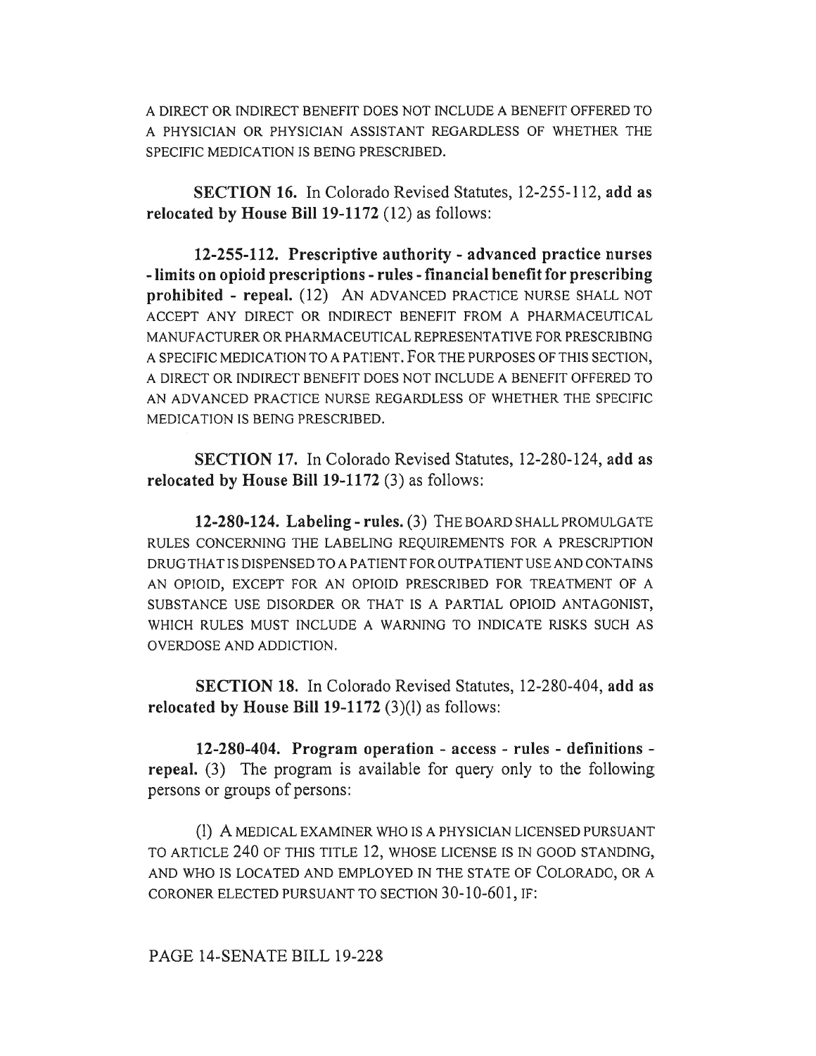A DIRECT OR INDIRECT BENEFIT DOES NOT INCLUDE A BENEFIT OFFERED TO A PHYSICIAN OR PHYSICIAN ASSISTANT REGARDLESS OF WHETHER THE SPECIFIC MEDICATION IS BEING PRESCRIBED.

**SECTION 16.** In Colorado Revised Statutes, 12-255-112, **add as relocated by House Bill 19-1172** (12) as follows:

**12-255-112. Prescriptive authority - advanced practice nurses - limits on opioid prescriptions - rules - financial benefit for prescribing prohibited - repeal.** (12) AN ADVANCED PRACTICE NURSE SHALL NOT ACCEPT ANY DIRECT OR INDIRECT BENEFIT FROM A PHARMACEUTICAL MANUFACTURER OR PHARMACEUTICAL REPRESENTATIVE FOR PRESCRIBING A SPECIFIC MEDICATION TO A PATIENT. FOR THE PURPOSES OF THIS SECTION, A DIRECT OR INDIRECT BENEFIT DOES NOT INCLUDE A BENEFIT OFFERED TO AN ADVANCED PRACTICE NURSE REGARDLESS OF WHETHER THE SPECIFIC MEDICATION IS BEING PRESCRIBED.

**SECTION 17.** In Colorado Revised Statutes, 12-280-124, **add as relocated by House Bill 19-1172** (3) as follows:

**12-280-124. Labeling - rules.** (3) THE BOARD SHALL PROMULGATE RULES CONCERNING THE LABELING REQUIREMENTS FOR A PRESCRIPTION DRUG THAT IS DISPENSED TO A PATIENT FOR OUTPATIENT USE AND CONTAINS AN OPIOID, EXCEPT FOR AN OPIOID PRESCRIBED FOR TREATMENT OF A SUBSTANCE USE DISORDER OR THAT IS A PARTIAL OPIOID ANTAGONIST, WHICH RULES MUST INCLUDE A WARNING TO INDICATE RISKS SUCH AS OVERDOSE AND ADDICTION.

**SECTION 18.** In Colorado Revised Statutes, 12-280-404, **add as relocated by House Bill 19-1172** (3)(l) as follows:

**12-280-404. Program operation - access - rules - definitions - repeal.** (3) The program is available for query only to the following persons or groups of persons:

(l) A MEDICAL EXAMINER WHO IS A PHYSICIAN LICENSED PURSUANT TO ARTICLE 240 OF THIS TITLE 12, WHOSE LICENSE IS IN GOOD STANDING, AND WHO IS LOCATED AND EMPLOYED IN THE STATE OF COLORADO, OR A CORONER ELECTED PURSUANT TO SECTION 30-10-601, IF: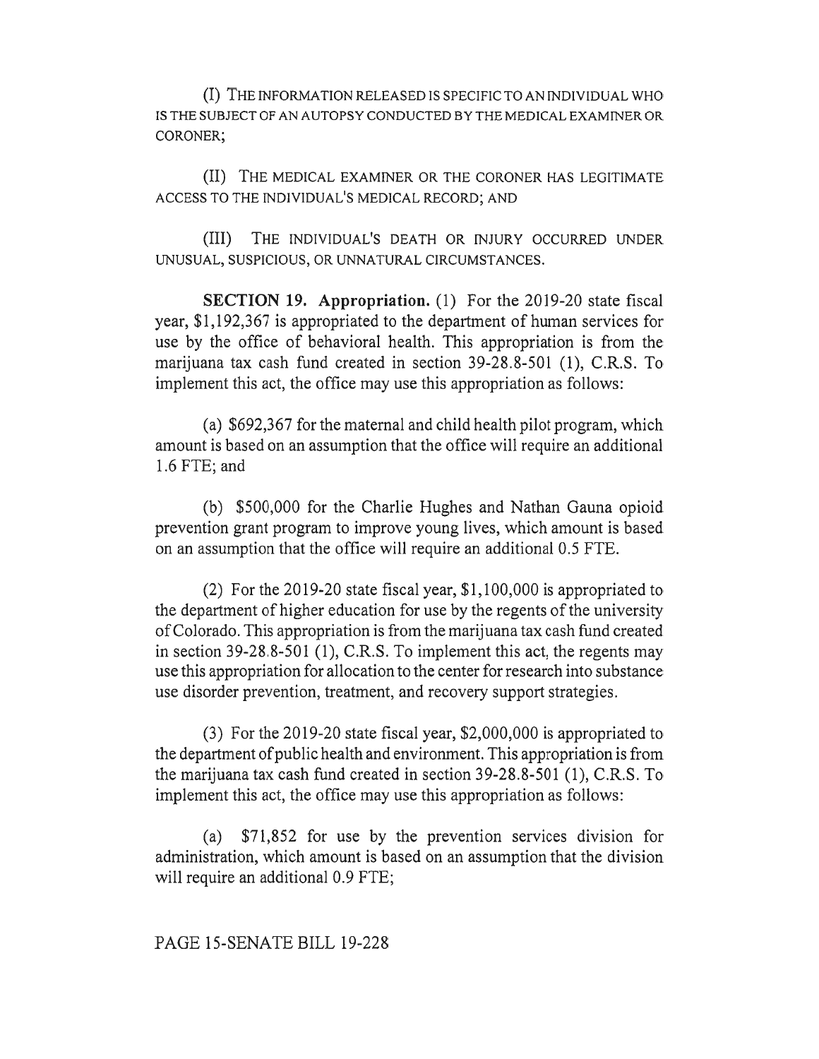(I) THE INFORMATION RELEASED IS SPECIFIC TO AN INDIVIDUAL WHO IS THE SUBJECT OF AN AUTOPSY CONDUCTED BY THE MEDICAL EXAMINER OR CORONER;

(II) THE MEDICAL EXAMINER OR THE CORONER HAS LEGITIMATE ACCESS TO THE INDIVIDUAL'S MEDICAL RECORD; AND

(III) THE INDIVIDUAL'S DEATH OR INJURY OCCURRED UNDER UNUSUAL, SUSPICIOUS, OR UNNATURAL CIRCUMSTANCES.

**SECTION 19. Appropriation.** (1) For the 2019-20 state fiscal year, $1,192,367 is appropriated to the department of human services for use by the office of behavioral health. This appropriation is from the marijuana tax cash fund created in section 39-28.8-501 (1), C.R.S. To implement this act, the office may use this appropriation as follows:

(a) $692,367 for the maternal and child health pilot program, which amount is based on an assumption that the office will require an additional 1.6 FTE; and

(b) $500,000 for the Charlie Hughes and Nathan Gauna opioid prevention grant program to improve young lives, which amount is based on an assumption that the office will require an additional 0.5 FTE.

(2) For the 2019-20 state fiscal year, $1,100,000 is appropriated to the department of higher education for use by the regents of the university of Colorado. This appropriation is from the marijuana tax cash fund created in section 39-28.8-501 (1), C.R.S. To implement this act, the regents may use this appropriation for allocation to the center for research into substance use disorder prevention, treatment, and recovery support strategies.

(3) For the 2019-20 state fiscal year, $2,000,000 is appropriated to the department of public health and environment. This appropriation is from the marijuana tax cash fund created in section 39-28.8-501 (1), C.R.S. To implement this act, the office may use this appropriation as follows:

(a) $71,852 for use by the prevention services division for administration, which amount is based on an assumption that the division will require an additional 0.9 FTE;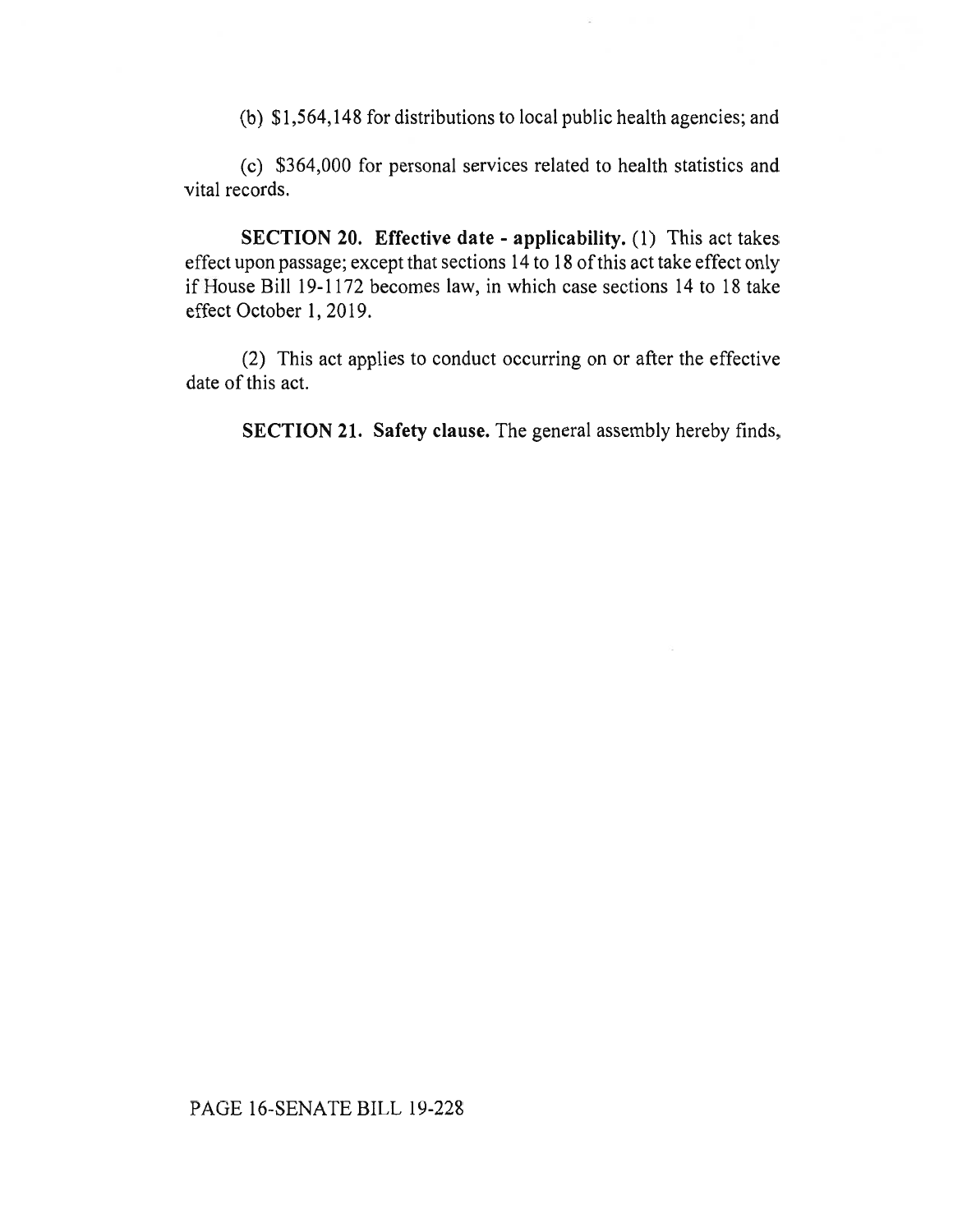(b) $1,564,148 for distributions to local public health agencies; and

(c) $364,000 for personal services related to health statistics and vital records.

**SECTION 20. Effective date - applicability.** (1) This act takes effect upon passage; except that sections 14 to 18 of this act take effect only if House Bill 19-1172 becomes law, in which case sections 14 to 18 take effect October 1, 2019.

(2) This act applies to conduct occurring on or after the effective date of this act.

**SECTION 21. Safety clause.** The general assembly hereby finds,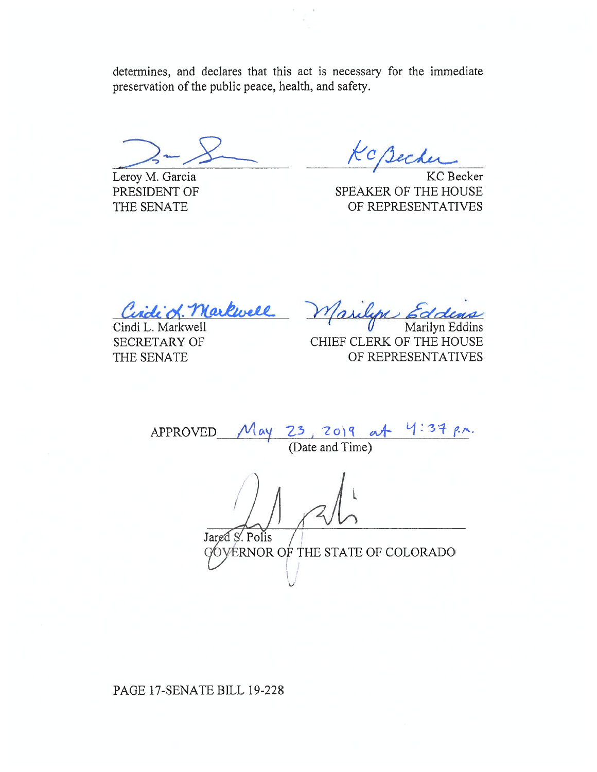determines, and declares that this act is necessary for the immediate preservation of the public peace, health, and safety.

Leroy M. Garcia
PRESIDENT OF
THE SENATE

KC Becker
SPEAKER OF THE HOUSE
OF REPRESENTATIVES

Cindi L. Markwell
SECRETARY OF
THE SENATE

Marilyn Eddins
CHIEF CLERK OF THE HOUSE
OF REPRESENTATIVES

APPROVED May 23, 2019 at 4:37 p.m.
(Date and Time)

Jared S. Polis
GOVERNOR OF THE STATE OF COLORADO

PAGE 17-SENATE BILL 19-228